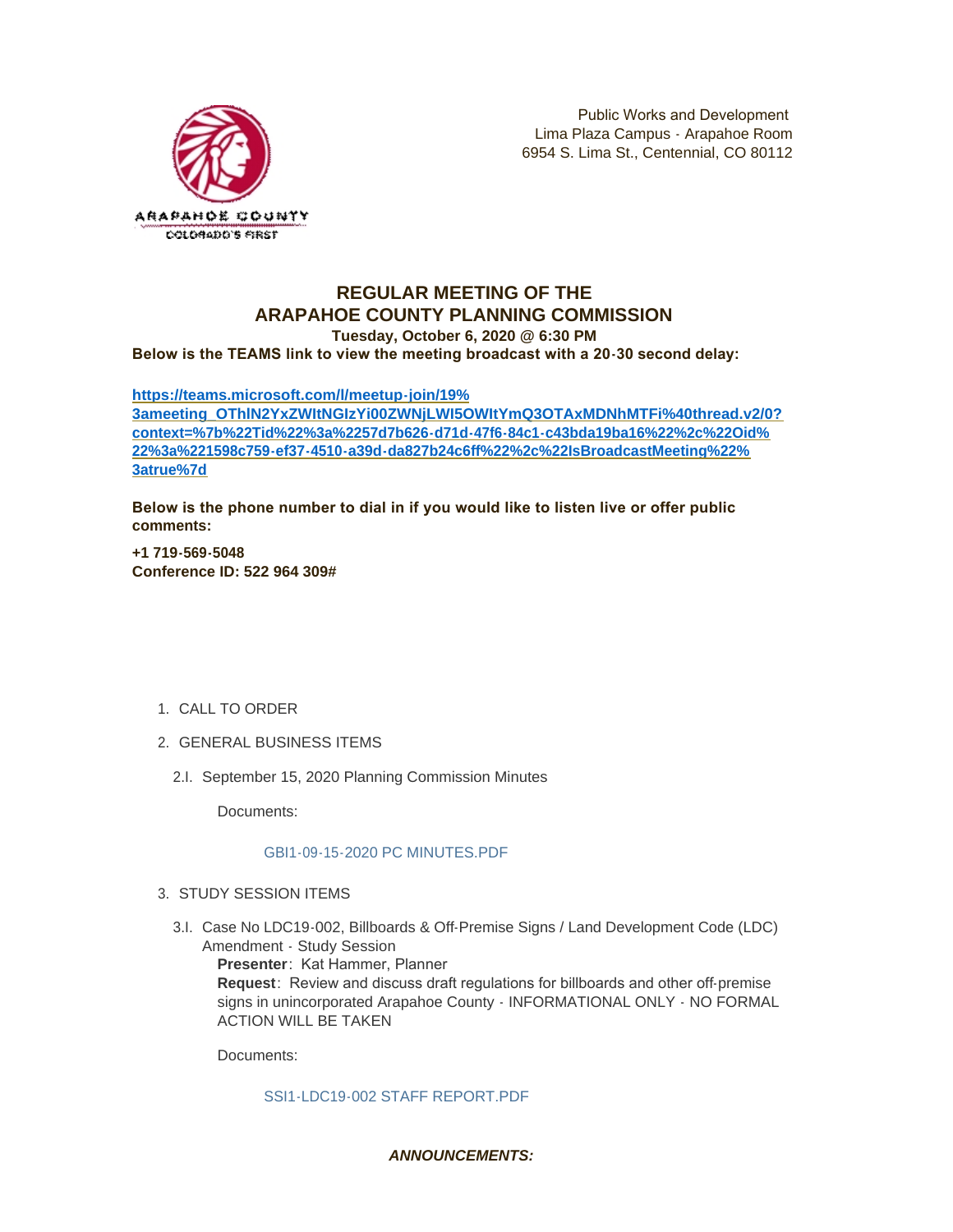ARAPAHOE COUNTY
COLORADO'S FIRST

Public Works and Development
Lima Plaza Campus - Arapahoe Room
6954 S. Lima St., Centennial, CO 80112

# REGULAR MEETING OF THE ARAPAHOE COUNTY PLANNING COMMISSION

**Tuesday, October 6, 2020 @ 6:30 PM**

**Below is the TEAMS link to view the meeting broadcast with a 20-30 second delay:**

**https://teams.microsoft.com/l/meetup-join/19%3ameeting_OThlN2YxZWItNGIzYi00ZWNjLWI5OWItYmQ3OTAxMDNhMTFi%40thread.v2/0?context=%7b%22Tid%22%3a%2257d7b626-d71d-47f6-84c1-c43bda19ba16%22%2c%22Oid%22%3a%221598c759-ef37-4510-a39d-da827b24c6ff%22%2c%22IsBroadcastMeeting%22%3atrue%7d**

**Below is the phone number to dial in if you would like to listen live or offer public comments:**

**+1 719-569-5048**
**Conference ID: 522 964 309#**

1. CALL TO ORDER

2. GENERAL BUSINESS ITEMS

   2.I. September 15, 2020 Planning Commission Minutes

   Documents:

   GBI1-09-15-2020 PC MINUTES.PDF

3. STUDY SESSION ITEMS

   3.I. Case No LDC19-002, Billboards & Off-Premise Signs / Land Development Code (LDC) Amendment - Study Session
   **Presenter**: Kat Hammer, Planner
   **Request**: Review and discuss draft regulations for billboards and other off-premise signs in unincorporated Arapahoe County - INFORMATIONAL ONLY - NO FORMAL ACTION WILL BE TAKEN

   Documents:

   SSI1-LDC19-002 STAFF REPORT.PDF

***ANNOUNCEMENTS:***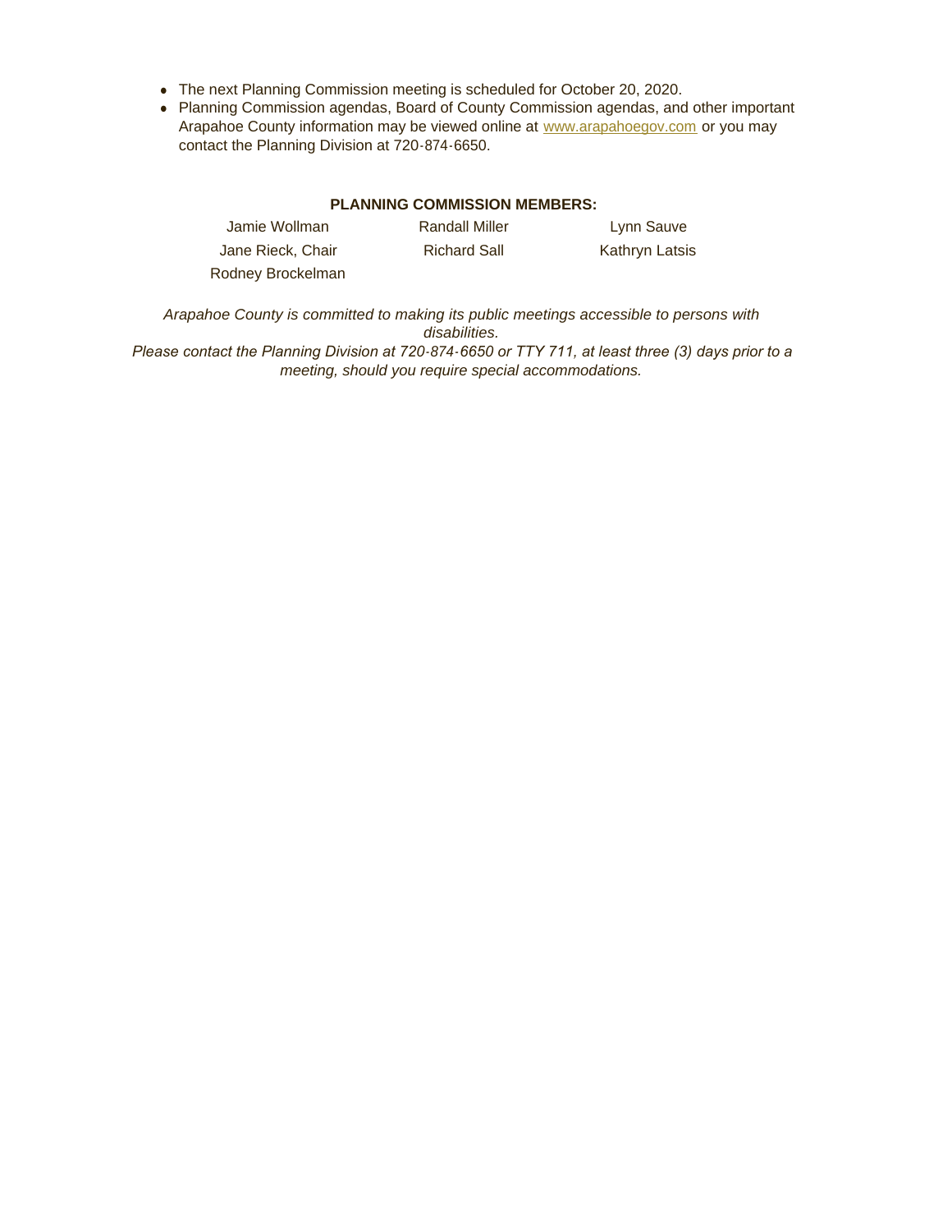- The next Planning Commission meeting is scheduled for October 20, 2020.
- Planning Commission agendas, Board of County Commission agendas, and other important Arapahoe County information may be viewed online at [www.arapahoegov.com](http://www.arapahoegov.com) or you may contact the Planning Division at 720-874-6650.

**PLANNING COMMISSION MEMBERS:**

| | | |
|---|---|---|
| Jamie Wollman | Randall Miller | Lynn Sauve |
| Jane Rieck, Chair | Richard Sall | Kathryn Latsis |
| Rodney Brockelman | | |

*Arapahoe County is committed to making its public meetings accessible to persons with disabilities.*
*Please contact the Planning Division at 720-874-6650 or TTY 711, at least three (3) days prior to a meeting, should you require special accommodations.*